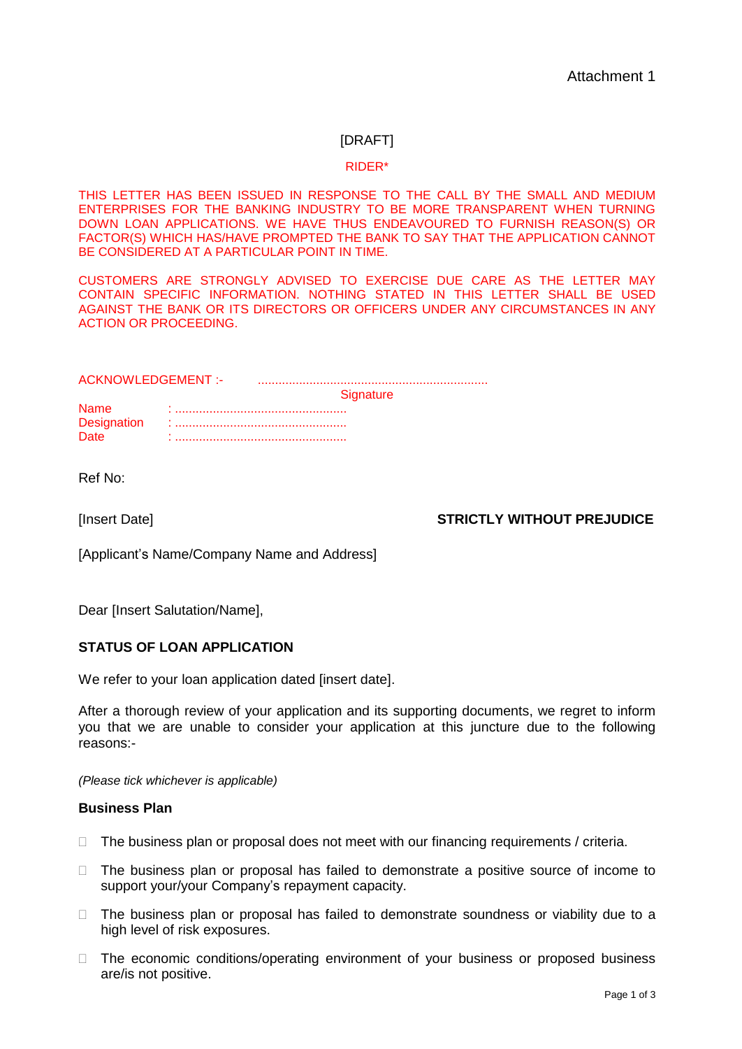Attachment 1

[DRAFT]

RIDER*

THIS LETTER HAS BEEN ISSUED IN RESPONSE TO THE CALL BY THE SMALL AND MEDIUM ENTERPRISES FOR THE BANKING INDUSTRY TO BE MORE TRANSPARENT WHEN TURNING DOWN LOAN APPLICATIONS. WE HAVE THUS ENDEAVOURED TO FURNISH REASON(S) OR FACTOR(S) WHICH HAS/HAVE PROMPTED THE BANK TO SAY THAT THE APPLICATION CANNOT BE CONSIDERED AT A PARTICULAR POINT IN TIME.

CUSTOMERS ARE STRONGLY ADVISED TO EXERCISE DUE CARE AS THE LETTER MAY CONTAIN SPECIFIC INFORMATION. NOTHING STATED IN THIS LETTER SHALL BE USED AGAINST THE BANK OR ITS DIRECTORS OR OFFICERS UNDER ANY CIRCUMSTANCES IN ANY ACTION OR PROCEEDING.

ACKNOWLEDGEMENT :- ...................................................................
Signature

Name : ..................................................
Designation : ..................................................
Date : ..................................................

Ref No:

[Insert Date] **STRICTLY WITHOUT PREJUDICE**

[Applicant's Name/Company Name and Address]

Dear [Insert Salutation/Name],

**STATUS OF LOAN APPLICATION**

We refer to your loan application dated [insert date].

After a thorough review of your application and its supporting documents, we regret to inform you that we are unable to consider your application at this juncture due to the following reasons:-

*(Please tick whichever is applicable)*

**Business Plan**

- ☐ The business plan or proposal does not meet with our financing requirements / criteria.
- ☐ The business plan or proposal has failed to demonstrate a positive source of income to support your/your Company's repayment capacity.
- ☐ The business plan or proposal has failed to demonstrate soundness or viability due to a high level of risk exposures.
- ☐ The economic conditions/operating environment of your business or proposed business are/is not positive.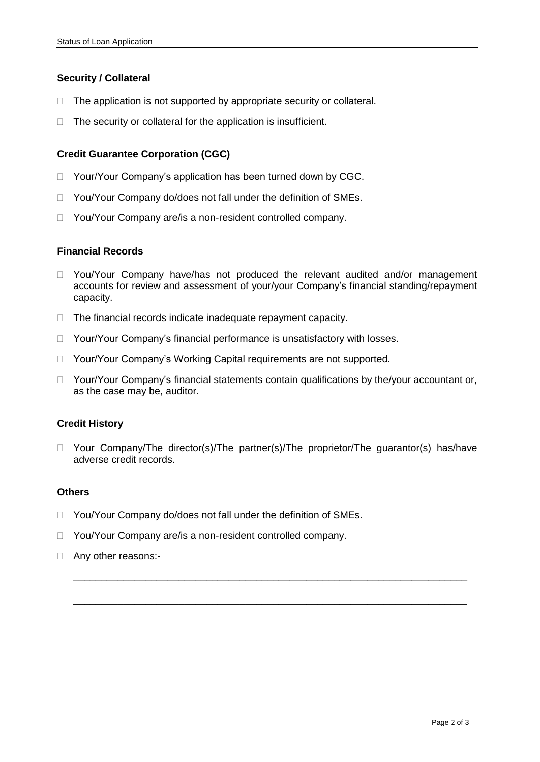### Security / Collateral

- ☐ The application is not supported by appropriate security or collateral.
- ☐ The security or collateral for the application is insufficient.

### Credit Guarantee Corporation (CGC)

- ☐ Your/Your Company's application has been turned down by CGC.
- ☐ You/Your Company do/does not fall under the definition of SMEs.
- ☐ You/Your Company are/is a non-resident controlled company.

### Financial Records

- ☐ You/Your Company have/has not produced the relevant audited and/or management accounts for review and assessment of your/your Company's financial standing/repayment capacity.
- ☐ The financial records indicate inadequate repayment capacity.
- ☐ Your/Your Company's financial performance is unsatisfactory with losses.
- ☐ Your/Your Company's Working Capital requirements are not supported.
- ☐ Your/Your Company's financial statements contain qualifications by the/your accountant or, as the case may be, auditor.

### Credit History

- ☐ Your Company/The director(s)/The partner(s)/The proprietor/The guarantor(s) has/have adverse credit records.

### Others

- ☐ You/Your Company do/does not fall under the definition of SMEs.
- ☐ You/Your Company are/is a non-resident controlled company.
- ☐ Any other reasons:-

  ______________________________________________________________________

  ______________________________________________________________________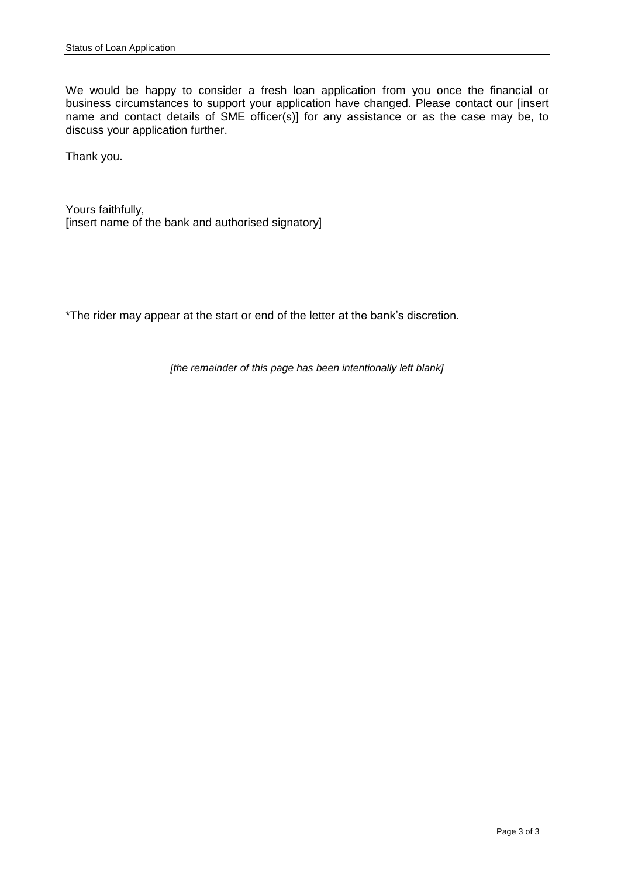We would be happy to consider a fresh loan application from you once the financial or business circumstances to support your application have changed. Please contact our [insert name and contact details of SME officer(s)] for any assistance or as the case may be, to discuss your application further.

Thank you.

Yours faithfully,
[insert name of the bank and authorised signatory]

*The rider may appear at the start or end of the letter at the bank's discretion.

*[the remainder of this page has been intentionally left blank]*